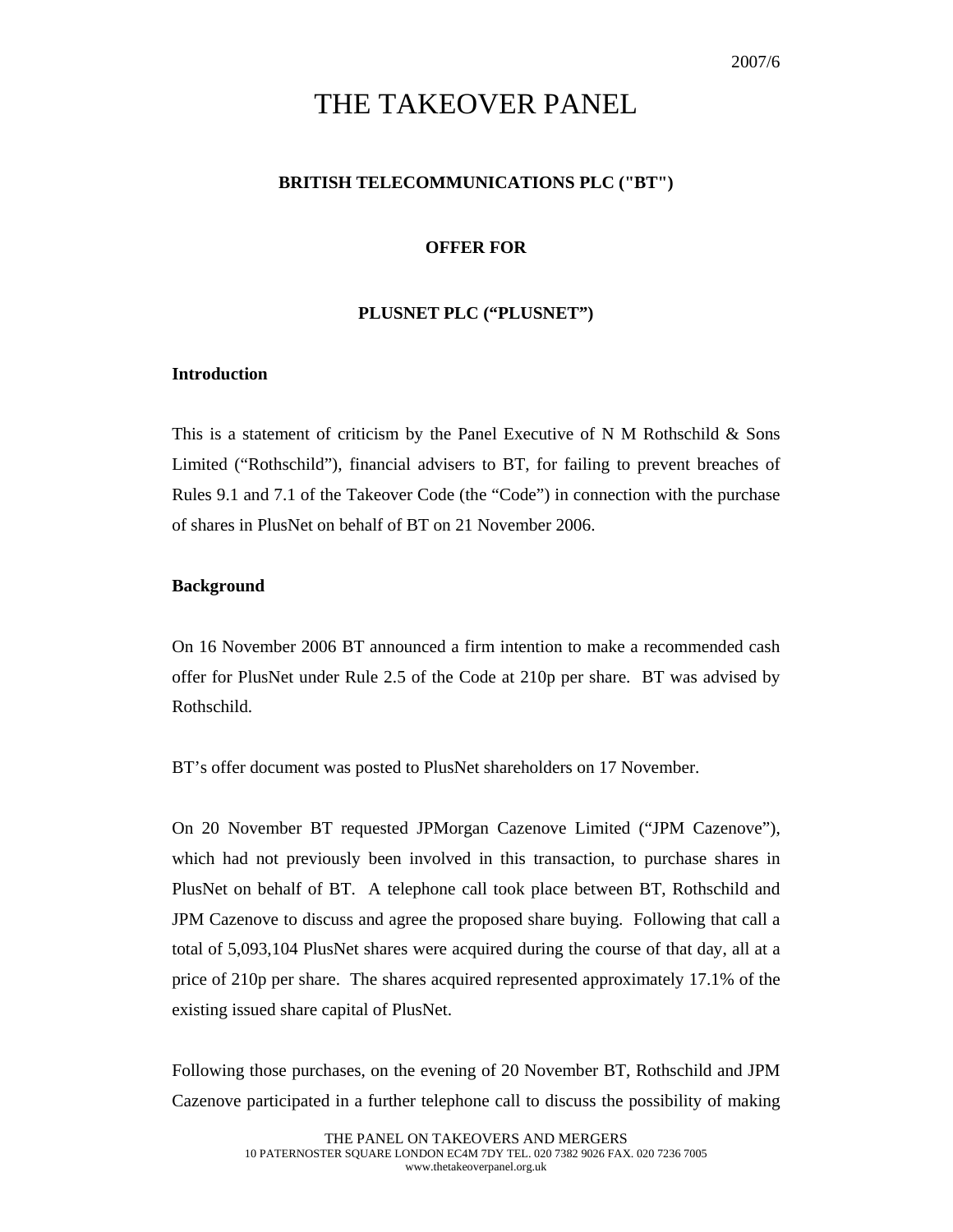2007/6

# THE TAKEOVER PANEL

**BRITISH TELECOMMUNICATIONS PLC ("BT")**

**OFFER FOR**

**PLUSNET PLC ("PLUSNET")**

## Introduction

This is a statement of criticism by the Panel Executive of N M Rothschild & Sons Limited ("Rothschild"), financial advisers to BT, for failing to prevent breaches of Rules 9.1 and 7.1 of the Takeover Code (the "Code") in connection with the purchase of shares in PlusNet on behalf of BT on 21 November 2006.

## Background

On 16 November 2006 BT announced a firm intention to make a recommended cash offer for PlusNet under Rule 2.5 of the Code at 210p per share. BT was advised by Rothschild.

BT's offer document was posted to PlusNet shareholders on 17 November.

On 20 November BT requested JPMorgan Cazenove Limited ("JPM Cazenove"), which had not previously been involved in this transaction, to purchase shares in PlusNet on behalf of BT. A telephone call took place between BT, Rothschild and JPM Cazenove to discuss and agree the proposed share buying. Following that call a total of 5,093,104 PlusNet shares were acquired during the course of that day, all at a price of 210p per share. The shares acquired represented approximately 17.1% of the existing issued share capital of PlusNet.

Following those purchases, on the evening of 20 November BT, Rothschild and JPM Cazenove participated in a further telephone call to discuss the possibility of making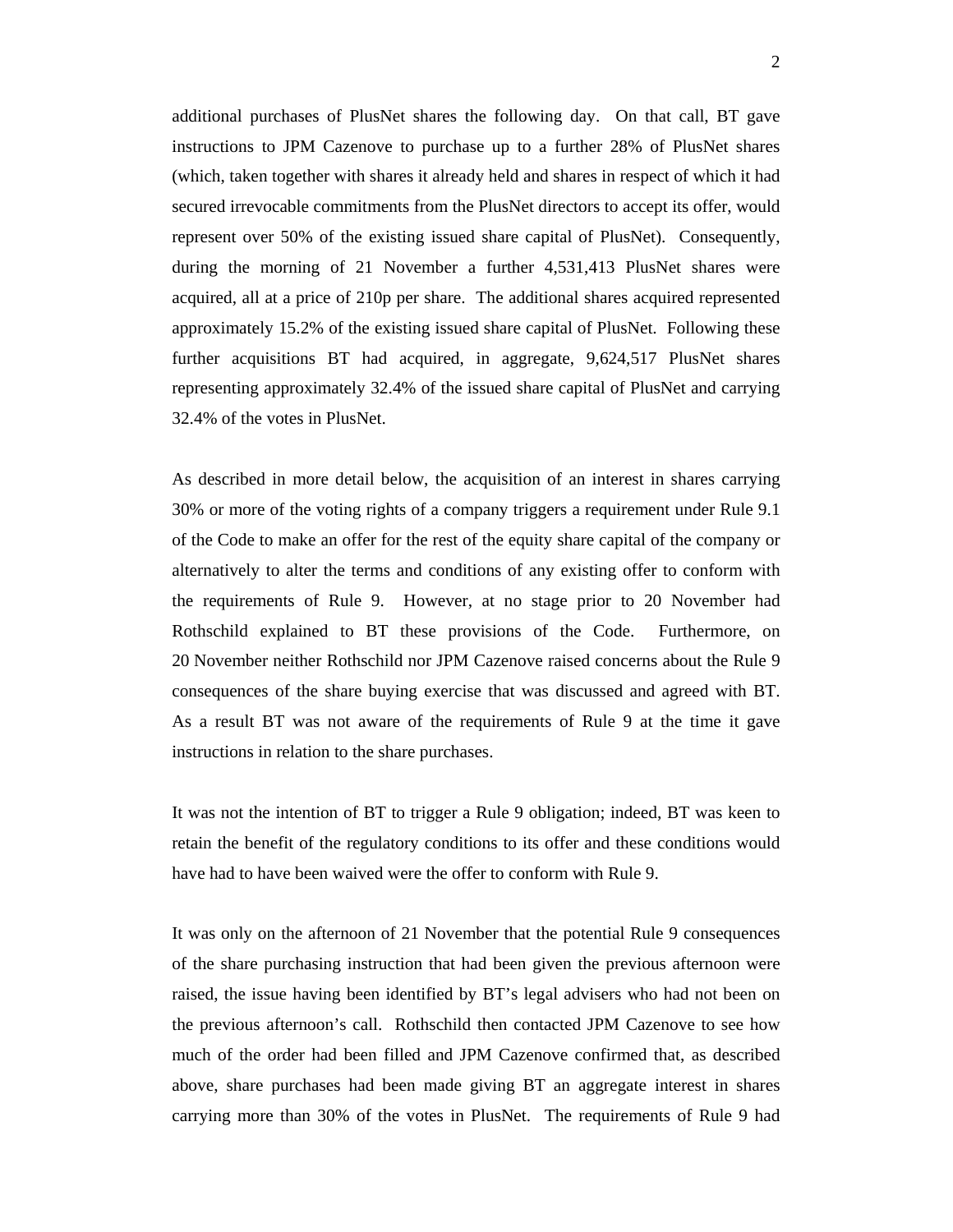additional purchases of PlusNet shares the following day. On that call, BT gave instructions to JPM Cazenove to purchase up to a further 28% of PlusNet shares (which, taken together with shares it already held and shares in respect of which it had secured irrevocable commitments from the PlusNet directors to accept its offer, would represent over 50% of the existing issued share capital of PlusNet). Consequently, during the morning of 21 November a further 4,531,413 PlusNet shares were acquired, all at a price of 210p per share. The additional shares acquired represented approximately 15.2% of the existing issued share capital of PlusNet. Following these further acquisitions BT had acquired, in aggregate, 9,624,517 PlusNet shares representing approximately 32.4% of the issued share capital of PlusNet and carrying 32.4% of the votes in PlusNet.

As described in more detail below, the acquisition of an interest in shares carrying 30% or more of the voting rights of a company triggers a requirement under Rule 9.1 of the Code to make an offer for the rest of the equity share capital of the company or alternatively to alter the terms and conditions of any existing offer to conform with the requirements of Rule 9. However, at no stage prior to 20 November had Rothschild explained to BT these provisions of the Code. Furthermore, on 20 November neither Rothschild nor JPM Cazenove raised concerns about the Rule 9 consequences of the share buying exercise that was discussed and agreed with BT. As a result BT was not aware of the requirements of Rule 9 at the time it gave instructions in relation to the share purchases.

It was not the intention of BT to trigger a Rule 9 obligation; indeed, BT was keen to retain the benefit of the regulatory conditions to its offer and these conditions would have had to have been waived were the offer to conform with Rule 9.

It was only on the afternoon of 21 November that the potential Rule 9 consequences of the share purchasing instruction that had been given the previous afternoon were raised, the issue having been identified by BT's legal advisers who had not been on the previous afternoon's call. Rothschild then contacted JPM Cazenove to see how much of the order had been filled and JPM Cazenove confirmed that, as described above, share purchases had been made giving BT an aggregate interest in shares carrying more than 30% of the votes in PlusNet. The requirements of Rule 9 had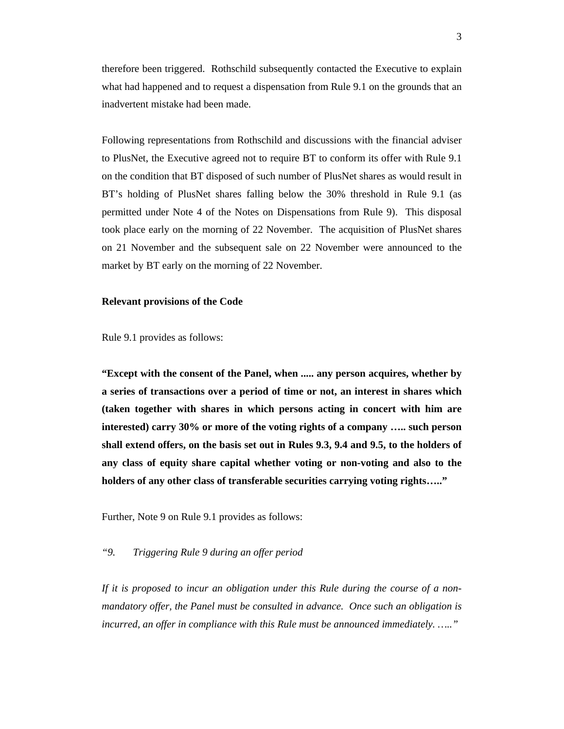therefore been triggered. Rothschild subsequently contacted the Executive to explain what had happened and to request a dispensation from Rule 9.1 on the grounds that an inadvertent mistake had been made.

Following representations from Rothschild and discussions with the financial adviser to PlusNet, the Executive agreed not to require BT to conform its offer with Rule 9.1 on the condition that BT disposed of such number of PlusNet shares as would result in BT's holding of PlusNet shares falling below the 30% threshold in Rule 9.1 (as permitted under Note 4 of the Notes on Dispensations from Rule 9). This disposal took place early on the morning of 22 November. The acquisition of PlusNet shares on 21 November and the subsequent sale on 22 November were announced to the market by BT early on the morning of 22 November.

**Relevant provisions of the Code**

Rule 9.1 provides as follows:

**"Except with the consent of the Panel, when ..... any person acquires, whether by a series of transactions over a period of time or not, an interest in shares which (taken together with shares in which persons acting in concert with him are interested) carry 30% or more of the voting rights of a company ….. such person shall extend offers, on the basis set out in Rules 9.3, 9.4 and 9.5, to the holders of any class of equity share capital whether voting or non-voting and also to the holders of any other class of transferable securities carrying voting rights….."**

Further, Note 9 on Rule 9.1 provides as follows:

*"9. Triggering Rule 9 during an offer period*

*If it is proposed to incur an obligation under this Rule during the course of a non-mandatory offer, the Panel must be consulted in advance. Once such an obligation is incurred, an offer in compliance with this Rule must be announced immediately. ….."*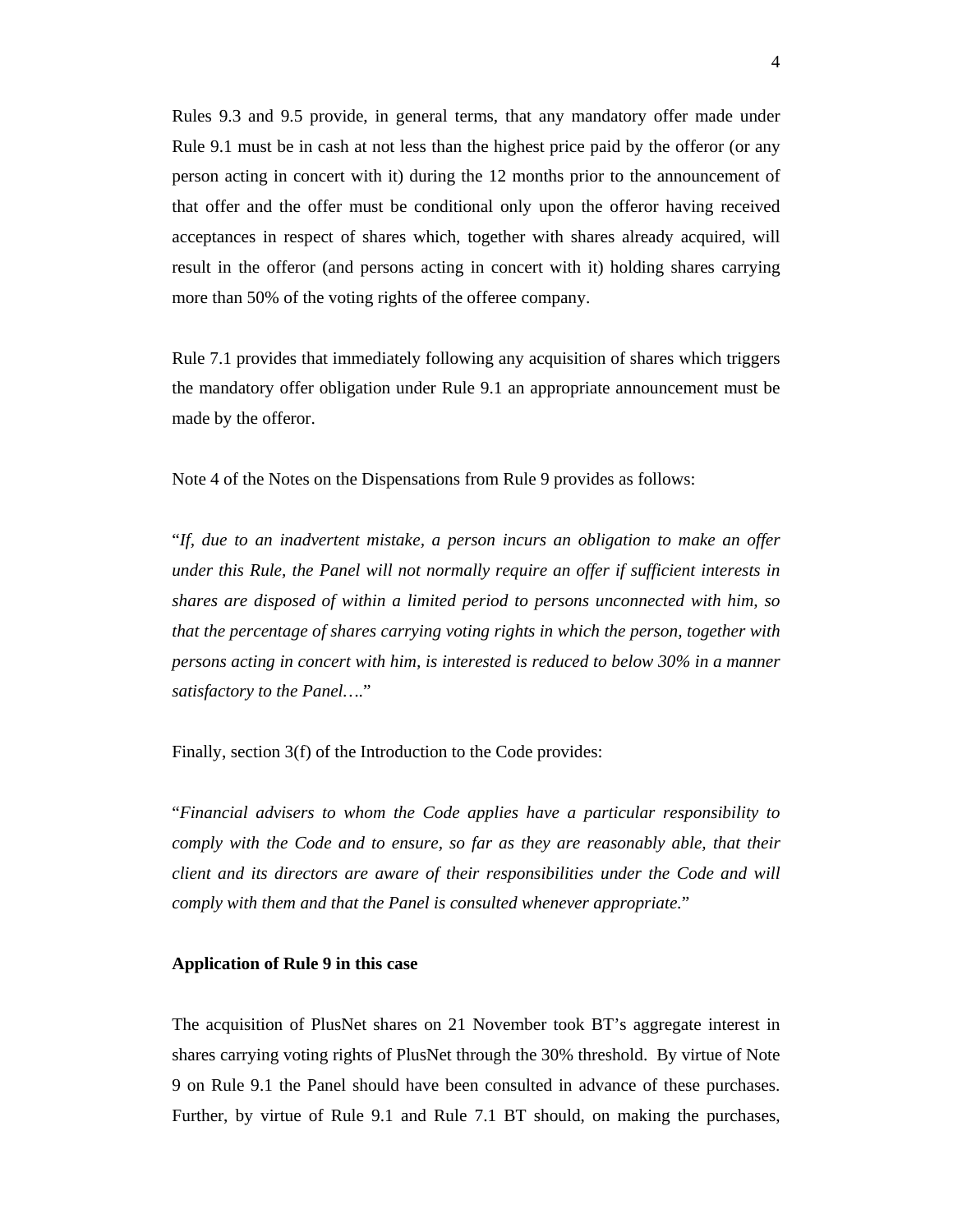Rules 9.3 and 9.5 provide, in general terms, that any mandatory offer made under Rule 9.1 must be in cash at not less than the highest price paid by the offeror (or any person acting in concert with it) during the 12 months prior to the announcement of that offer and the offer must be conditional only upon the offeror having received acceptances in respect of shares which, together with shares already acquired, will result in the offeror (and persons acting in concert with it) holding shares carrying more than 50% of the voting rights of the offeree company.

Rule 7.1 provides that immediately following any acquisition of shares which triggers the mandatory offer obligation under Rule 9.1 an appropriate announcement must be made by the offeror.

Note 4 of the Notes on the Dispensations from Rule 9 provides as follows:

"*If, due to an inadvertent mistake, a person incurs an obligation to make an offer under this Rule, the Panel will not normally require an offer if sufficient interests in shares are disposed of within a limited period to persons unconnected with him, so that the percentage of shares carrying voting rights in which the person, together with persons acting in concert with him, is interested is reduced to below 30% in a manner satisfactory to the Panel….*"

Finally, section 3(f) of the Introduction to the Code provides:

"*Financial advisers to whom the Code applies have a particular responsibility to comply with the Code and to ensure, so far as they are reasonably able, that their client and its directors are aware of their responsibilities under the Code and will comply with them and that the Panel is consulted whenever appropriate.*"

**Application of Rule 9 in this case**

The acquisition of PlusNet shares on 21 November took BT's aggregate interest in shares carrying voting rights of PlusNet through the 30% threshold. By virtue of Note 9 on Rule 9.1 the Panel should have been consulted in advance of these purchases. Further, by virtue of Rule 9.1 and Rule 7.1 BT should, on making the purchases,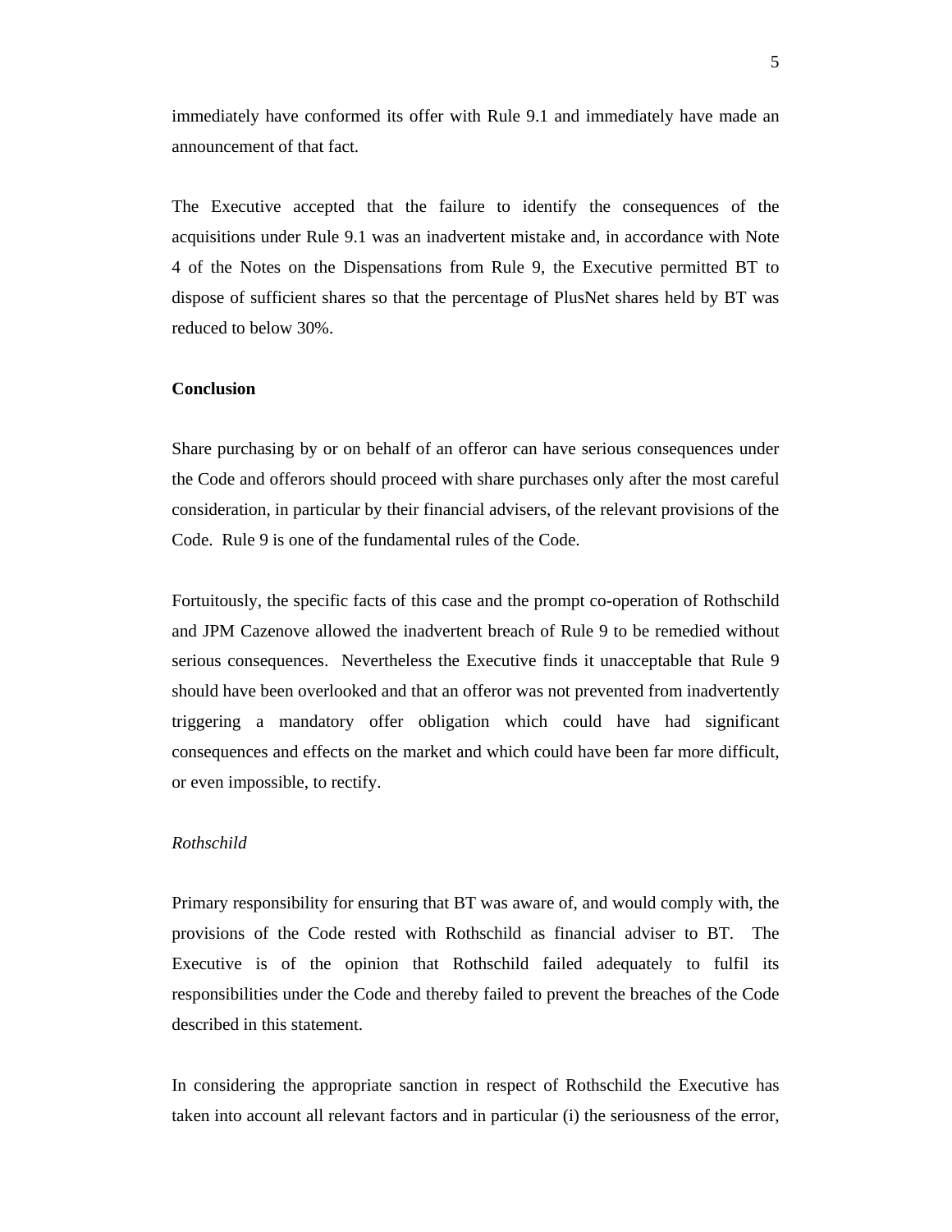immediately have conformed its offer with Rule 9.1 and immediately have made an announcement of that fact.

The Executive accepted that the failure to identify the consequences of the acquisitions under Rule 9.1 was an inadvertent mistake and, in accordance with Note 4 of the Notes on the Dispensations from Rule 9, the Executive permitted BT to dispose of sufficient shares so that the percentage of PlusNet shares held by BT was reduced to below 30%.

**Conclusion**

Share purchasing by or on behalf of an offeror can have serious consequences under the Code and offerors should proceed with share purchases only after the most careful consideration, in particular by their financial advisers, of the relevant provisions of the Code. Rule 9 is one of the fundamental rules of the Code.

Fortuitously, the specific facts of this case and the prompt co-operation of Rothschild and JPM Cazenove allowed the inadvertent breach of Rule 9 to be remedied without serious consequences. Nevertheless the Executive finds it unacceptable that Rule 9 should have been overlooked and that an offeror was not prevented from inadvertently triggering a mandatory offer obligation which could have had significant consequences and effects on the market and which could have been far more difficult, or even impossible, to rectify.

*Rothschild*

Primary responsibility for ensuring that BT was aware of, and would comply with, the provisions of the Code rested with Rothschild as financial adviser to BT. The Executive is of the opinion that Rothschild failed adequately to fulfil its responsibilities under the Code and thereby failed to prevent the breaches of the Code described in this statement.

In considering the appropriate sanction in respect of Rothschild the Executive has taken into account all relevant factors and in particular (i) the seriousness of the error,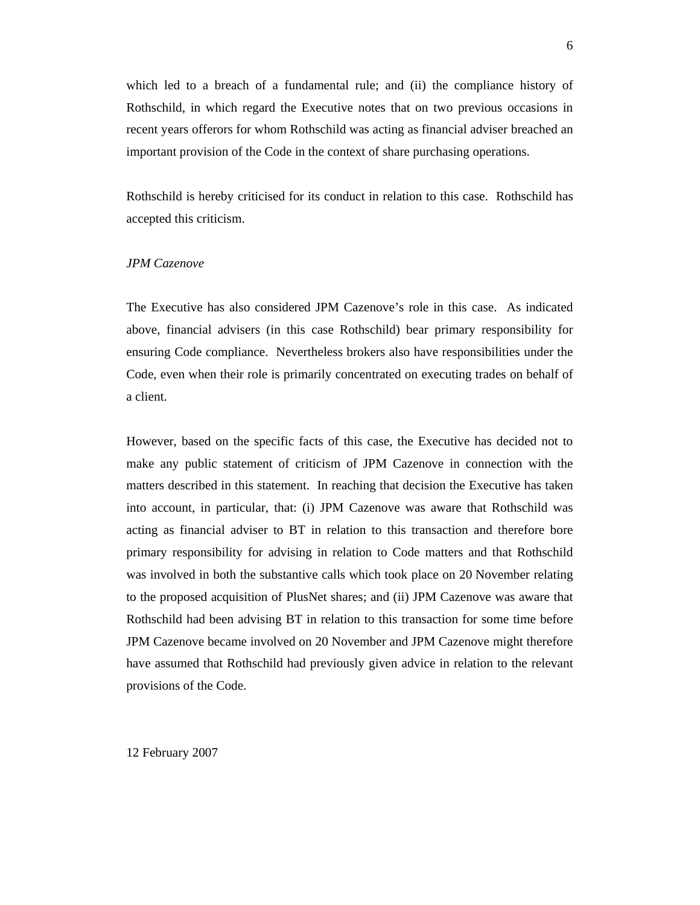which led to a breach of a fundamental rule; and (ii) the compliance history of Rothschild, in which regard the Executive notes that on two previous occasions in recent years offerors for whom Rothschild was acting as financial adviser breached an important provision of the Code in the context of share purchasing operations.

Rothschild is hereby criticised for its conduct in relation to this case. Rothschild has accepted this criticism.

*JPM Cazenove*

The Executive has also considered JPM Cazenove's role in this case. As indicated above, financial advisers (in this case Rothschild) bear primary responsibility for ensuring Code compliance. Nevertheless brokers also have responsibilities under the Code, even when their role is primarily concentrated on executing trades on behalf of a client.

However, based on the specific facts of this case, the Executive has decided not to make any public statement of criticism of JPM Cazenove in connection with the matters described in this statement. In reaching that decision the Executive has taken into account, in particular, that: (i) JPM Cazenove was aware that Rothschild was acting as financial adviser to BT in relation to this transaction and therefore bore primary responsibility for advising in relation to Code matters and that Rothschild was involved in both the substantive calls which took place on 20 November relating to the proposed acquisition of PlusNet shares; and (ii) JPM Cazenove was aware that Rothschild had been advising BT in relation to this transaction for some time before JPM Cazenove became involved on 20 November and JPM Cazenove might therefore have assumed that Rothschild had previously given advice in relation to the relevant provisions of the Code.

12 February 2007